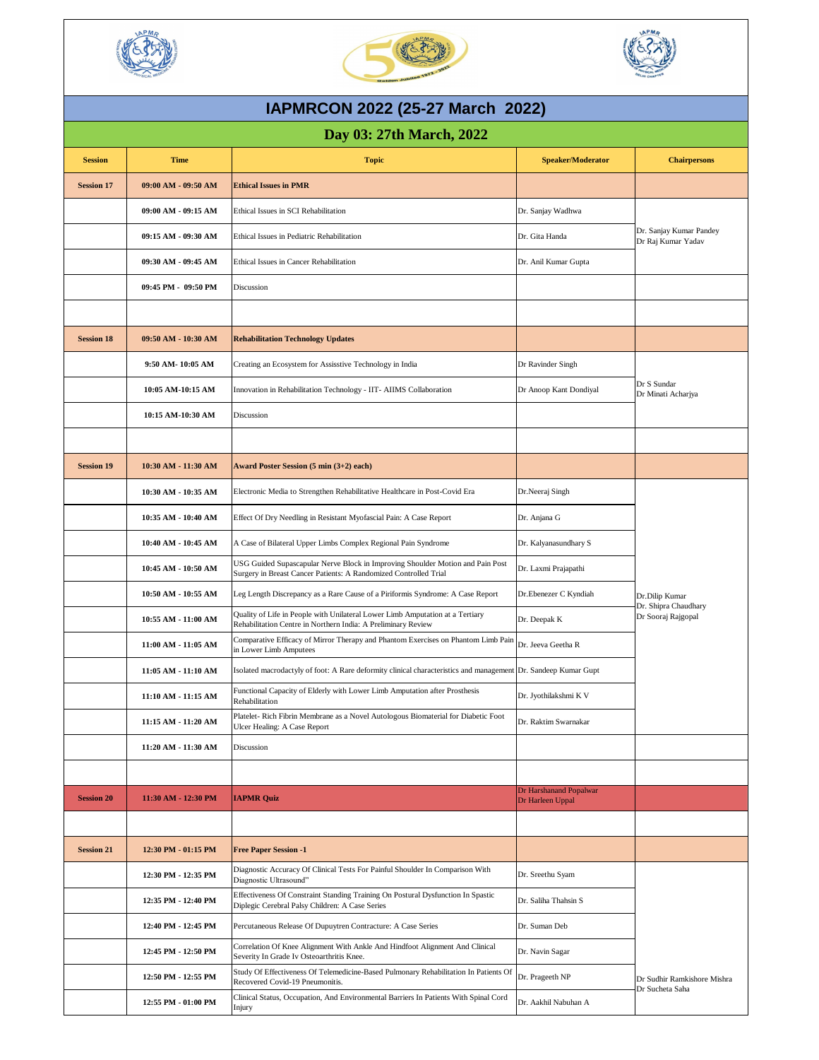# IAPMRCON 2022 (25-27 March 2022)

## Day 03: 27th March, 2022

| Session | Time | Topic | Speaker/Moderator | Chairpersons |
|---|---|---|---|---|
| Session 17 | 09:00 AM - 09:50 AM | **Ethical Issues in PMR** | | |
| | 09:00 AM - 09:15 AM | Ethical Issues in SCI Rehabilitation | Dr. Sanjay Wadhwa | Dr. Sanjay Kumar Pandey<br>Dr Raj Kumar Yadav |
| | 09:15 AM - 09:30 AM | Ethical Issues in Pediatric Rehabilitation | Dr. Gita Handa | |
| | 09:30 AM - 09:45 AM | Ethical Issues in Cancer Rehabilitation | Dr. Anil Kumar Gupta | |
| | 09:45 PM - 09:50 PM | Discussion | | |
| | | | | |
| Session 18 | 09:50 AM - 10:30 AM | **Rehabilitation Technology Updates** | | |
| | 9:50 AM- 10:05 AM | Creating an Ecosystem for Assisstive Technology in India | Dr Ravinder Singh | Dr S Sundar<br>Dr Minati Acharjya |
| | 10:05 AM-10:15 AM | Innovation in Rehabilitation Technology - IIT- AIIMS Collaboration | Dr Anoop Kant Dondiyal | |
| | 10:15 AM-10:30 AM | Discussion | | |
| | | | | |
| Session 19 | 10:30 AM - 11:30 AM | **Award Poster Session (5 min (3+2) each)** | | |
| | 10:30 AM - 10:35 AM | Electronic Media to Strengthen Rehabilitative Healthcare in Post-Covid Era | Dr.Neeraj Singh | Dr.Dilip Kumar<br>Dr. Shipra Chaudhary<br>Dr Sooraj Rajgopal |
| | 10:35 AM - 10:40 AM | Effect Of Dry Needling in Resistant Myofascial Pain: A Case Report | Dr. Anjana G | |
| | 10:40 AM - 10:45 AM | A Case of Bilateral Upper Limbs Complex Regional Pain Syndrome | Dr. Kalyanasundhary S | |
| | 10:45 AM - 10:50 AM | USG Guided Supascapular Nerve Block in Improving Shoulder Motion and Pain Post Surgery in Breast Cancer Patients: A Randomized Controlled Trial | Dr. Laxmi Prajapathi | |
| | 10:50 AM - 10:55 AM | Leg Length Discrepancy as a Rare Cause of a Piriformis Syndrome: A Case Report | Dr.Ebenezer C Kyndiah | |
| | 10:55 AM - 11:00 AM | Quality of Life in People with Unilateral Lower Limb Amputation at a Tertiary Rehabilitation Centre in Northern India: A Preliminary Review | Dr. Deepak K | |
| | 11:00 AM - 11:05 AM | Comparative Efficacy of Mirror Therapy and Phantom Exercises on Phantom Limb Pain in Lower Limb Amputees | Dr. Jeeva Geetha R | |
| | 11:05 AM - 11:10 AM | Isolated macrodactyly of foot: A Rare deformity clinical characteristics and management | Dr. Sandeep Kumar Gupt | |
| | 11:10 AM - 11:15 AM | Functional Capacity of Elderly with Lower Limb Amputation after Prosthesis Rehabilitation | Dr. Jyothilakshmi K V | |
| | 11:15 AM - 11:20 AM | Platelet- Rich Fibrin Membrane as a Novel Autologous Biomaterial for Diabetic Foot Ulcer Healing: A Case Report | Dr. Raktim Swarnakar | |
| | 11:20 AM - 11:30 AM | Discussion | | |
| | | | | |
| Session 20 | 11:30 AM - 12:30 PM | **IAPMR Quiz** | Dr Harshanand Popalwar<br>Dr Harleen Uppal | |
| | | | | |
| Session 21 | 12:30 PM - 01:15 PM | **Free Paper Session -1** | | |
| | 12:30 PM - 12:35 PM | Diagnostic Accuracy Of Clinical Tests For Painful Shoulder In Comparison With Diagnostic Ultrasound" | Dr. Sreethu Syam | Dr Sudhir Ramkishore Mishra<br>Dr Sucheta Saha |
| | 12:35 PM - 12:40 PM | Effectiveness Of Constraint Standing Training On Postural Dysfunction In Spastic Diplegic Cerebral Palsy Children: A Case Series | Dr. Saliha Thahsin S | |
| | 12:40 PM - 12:45 PM | Percutaneous Release Of Dupuytren Contracture: A Case Series | Dr. Suman Deb | |
| | 12:45 PM - 12:50 PM | Correlation Of Knee Alignment With Ankle And Hindfoot Alignment And Clinical Severity In Grade Iv Osteoarthritis Knee. | Dr. Navin Sagar | |
| | 12:50 PM - 12:55 PM | Study Of Effectiveness Of Telemedicine-Based Pulmonary Rehabilitation In Patients Of Recovered Covid-19 Pneumonitis. | Dr. Prageeth NP | |
| | 12:55 PM - 01:00 PM | Clinical Status, Occupation, And Environmental Barriers In Patients With Spinal Cord Injury | Dr. Aakhil Nabuhan A | |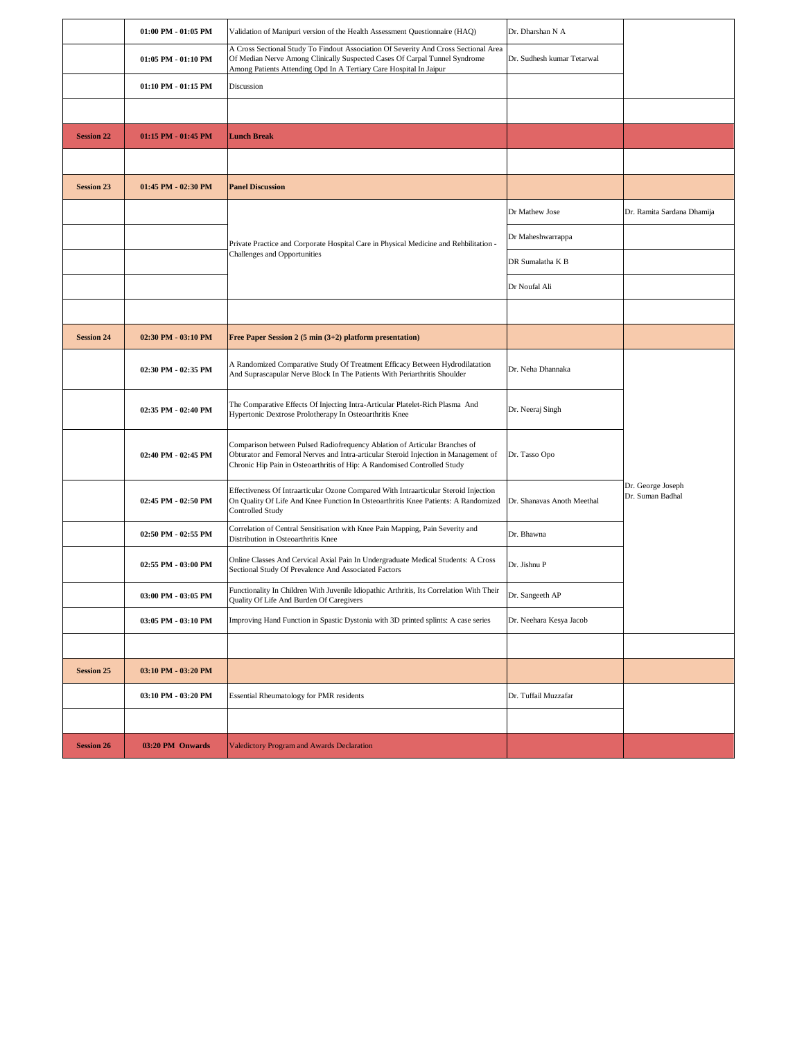| | | | | |
|---|---|---|---|---|
| | 01:00 PM - 01:05 PM | Validation of Manipuri version of the Health Assessment Questionnaire (HAQ) | Dr. Dharshan N A | |
| | 01:05 PM - 01:10 PM | A Cross Sectional Study To Findout Association Of Severity And Cross Sectional Area Of Median Nerve Among Clinically Suspected Cases Of Carpal Tunnel Syndrome Among Patients Attending Opd In A Tertiary Care Hospital In Jaipur | Dr. Sudhesh kumar Tetarwal | |
| | 01:10 PM - 01:15 PM | Discussion | | |
| | | | | |
| **Session 22** | **01:15 PM - 01:45 PM** | **Lunch Break** | | |
| | | | | |
| **Session 23** | **01:45 PM - 02:30 PM** | **Panel Discussion** | | |
| | | Private Practice and Corporate Hospital Care in Physical Medicine and Rehbilitation - Challenges and Opportunities | Dr Mathew Jose | Dr. Ramita Sardana Dhamija |
| | | | Dr Maheshwarrappa | |
| | | | DR Sumalatha K B | |
| | | | Dr Noufal Ali | |
| | | | | |
| **Session 24** | **02:30 PM - 03:10 PM** | **Free Paper Session 2 (5 min (3+2) platform presentation)** | | |
| | 02:30 PM - 02:35 PM | A Randomized Comparative Study Of Treatment Efficacy Between Hydrodilatation And Suprascapular Nerve Block In The Patients With Periarthritis Shoulder | Dr. Neha Dhannaka | Dr. George Joseph<br>Dr. Suman Badhal |
| | 02:35 PM - 02:40 PM | The Comparative Effects Of Injecting Intra-Articular Platelet-Rich Plasma And Hypertonic Dextrose Prolotherapy In Osteoarthritis Knee | Dr. Neeraj Singh | |
| | 02:40 PM - 02:45 PM | Comparison between Pulsed Radiofrequency Ablation of Articular Branches of Obturator and Femoral Nerves and Intra-articular Steroid Injection in Management of Chronic Hip Pain in Osteoarthritis of Hip: A Randomised Controlled Study | Dr. Tasso Opo | |
| | 02:45 PM - 02:50 PM | Effectiveness Of Intraarticular Ozone Compared With Intraarticular Steroid Injection On Quality Of Life And Knee Function In Osteoarthritis Knee Patients: A Randomized Controlled Study | Dr. Shanavas Anoth Meethal | |
| | 02:50 PM - 02:55 PM | Correlation of Central Sensitisation with Knee Pain Mapping, Pain Severity and Distribution in Osteoarthritis Knee | Dr. Bhawna | |
| | 02:55 PM - 03:00 PM | Online Classes And Cervical Axial Pain In Undergraduate Medical Students: A Cross Sectional Study Of Prevalence And Associated Factors | Dr. Jishnu P | |
| | 03:00 PM - 03:05 PM | Functionality In Children With Juvenile Idiopathic Arthritis, Its Correlation With Their Quality Of Life And Burden Of Caregivers | Dr. Sangeeth AP | |
| | 03:05 PM - 03:10 PM | Improving Hand Function in Spastic Dystonia with 3D printed splints: A case series | Dr. Neehara Kesya Jacob | |
| | | | | |
| **Session 25** | **03:10 PM - 03:20 PM** | | | |
| | 03:10 PM - 03:20 PM | Essential Rheumatology for PMR residents | Dr. Tuffail Muzzafar | |
| | | | | |
| **Session 26** | **03:20 PM Onwards** | Valedictory Program and Awards Declaration | | |